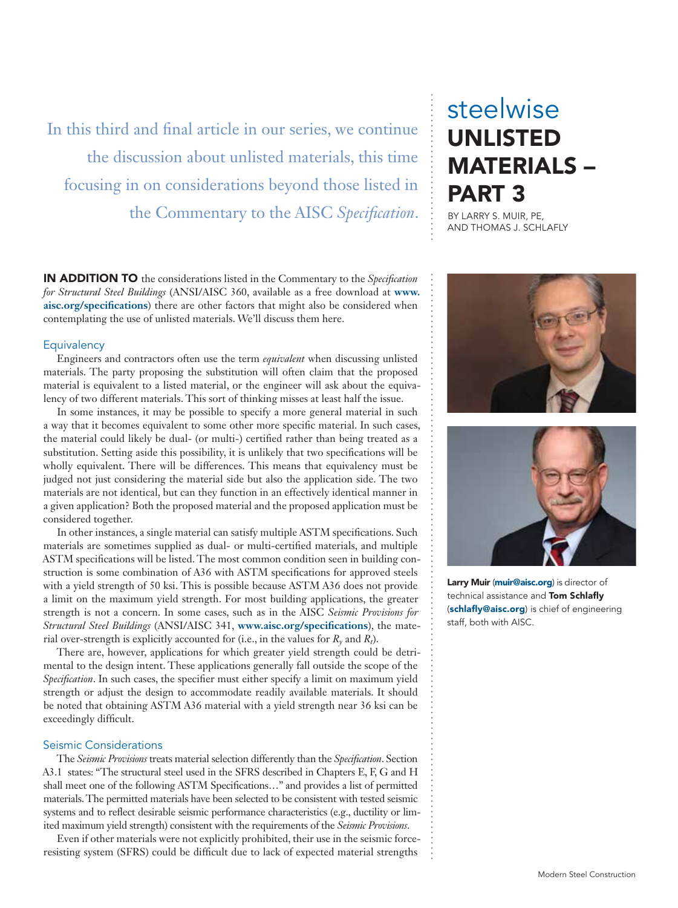# steelwise

# UNLISTED MATERIALS – PART 3

BY LARRY S. MUIR, PE, AND THOMAS J. SCHLAFLY

In this third and final article in our series, we continue the discussion about unlisted materials, this time focusing in on considerations beyond those listed in the Commentary to the AISC *Specification*.

**Larry Muir** (**muir@aisc.org**) is director of technical assistance and **Tom Schlafly** (**schlafly@aisc.org**) is chief of engineering staff, both with AISC.

**IN ADDITION TO** the considerations listed in the Commentary to the *Specification for Structural Steel Buildings* (ANSI/AISC 360, available as a free download at **www.aisc.org/specifications**) there are other factors that might also be considered when contemplating the use of unlisted materials. We'll discuss them here.

## Equivalency

Engineers and contractors often use the term *equivalent* when discussing unlisted materials. The party proposing the substitution will often claim that the proposed material is equivalent to a listed material, or the engineer will ask about the equivalency of two different materials. This sort of thinking misses at least half the issue.

In some instances, it may be possible to specify a more general material in such a way that it becomes equivalent to some other more specific material. In such cases, the material could likely be dual- (or multi-) certified rather than being treated as a substitution. Setting aside this possibility, it is unlikely that two specifications will be wholly equivalent. There will be differences. This means that equivalency must be judged not just considering the material side but also the application side. The two materials are not identical, but can they function in an effectively identical manner in a given application? Both the proposed material and the proposed application must be considered together.

In other instances, a single material can satisfy multiple ASTM specifications. Such materials are sometimes supplied as dual- or multi-certified materials, and multiple ASTM specifications will be listed. The most common condition seen in building construction is some combination of A36 with ASTM specifications for approved steels with a yield strength of 50 ksi. This is possible because ASTM A36 does not provide a limit on the maximum yield strength. For most building applications, the greater strength is not a concern. In some cases, such as in the AISC *Seismic Provisions for Structural Steel Buildings* (ANSI/AISC 341, **www.aisc.org/specifications**), the material over-strength is explicitly accounted for (i.e., in the values for $R_y$ and $R_t$).

There are, however, applications for which greater yield strength could be detrimental to the design intent. These applications generally fall outside the scope of the *Specification*. In such cases, the specifier must either specify a limit on maximum yield strength or adjust the design to accommodate readily available materials. It should be noted that obtaining ASTM A36 material with a yield strength near 36 ksi can be exceedingly difficult.

## Seismic Considerations

The *Seismic Provisions* treats material selection differently than the *Specification*. Section A3.1 states: "The structural steel used in the SFRS described in Chapters E, F, G and H shall meet one of the following ASTM Specifications…" and provides a list of permitted materials. The permitted materials have been selected to be consistent with tested seismic systems and to reflect desirable seismic performance characteristics (e.g., ductility or limited maximum yield strength) consistent with the requirements of the *Seismic Provisions*.

Even if other materials were not explicitly prohibited, their use in the seismic force-resisting system (SFRS) could be difficult due to lack of expected material strengths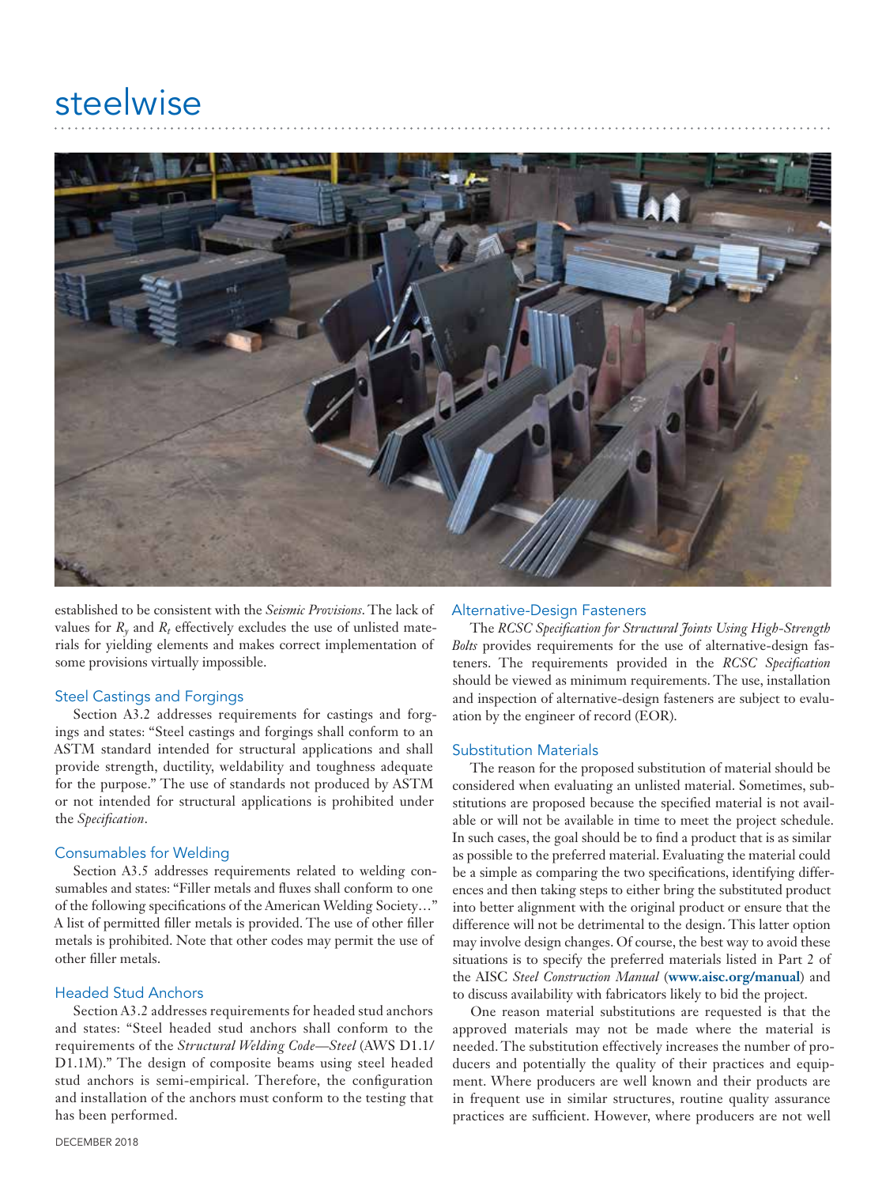established to be consistent with the *Seismic Provisions*. The lack of values for $R_y$ and $R_t$ effectively excludes the use of unlisted materials for yielding elements and makes correct implementation of some provisions virtually impossible.

## Steel Castings and Forgings

Section A3.2 addresses requirements for castings and forgings and states: "Steel castings and forgings shall conform to an ASTM standard intended for structural applications and shall provide strength, ductility, weldability and toughness adequate for the purpose." The use of standards not produced by ASTM or not intended for structural applications is prohibited under the *Specification*.

## Consumables for Welding

Section A3.5 addresses requirements related to welding consumables and states: "Filler metals and fluxes shall conform to one of the following specifications of the American Welding Society…" A list of permitted filler metals is provided. The use of other filler metals is prohibited. Note that other codes may permit the use of other filler metals.

## Headed Stud Anchors

Section A3.2 addresses requirements for headed stud anchors and states: "Steel headed stud anchors shall conform to the requirements of the *Structural Welding Code—Steel* (AWS D1.1/D1.1M)." The design of composite beams using steel headed stud anchors is semi-empirical. Therefore, the configuration and installation of the anchors must conform to the testing that has been performed.

## Alternative-Design Fasteners

The *RCSC Specification for Structural Joints Using High-Strength Bolts* provides requirements for the use of alternative-design fasteners. The requirements provided in the *RCSC Specification* should be viewed as minimum requirements. The use, installation and inspection of alternative-design fasteners are subject to evaluation by the engineer of record (EOR).

## Substitution Materials

The reason for the proposed substitution of material should be considered when evaluating an unlisted material. Sometimes, substitutions are proposed because the specified material is not available or will not be available in time to meet the project schedule. In such cases, the goal should be to find a product that is as similar as possible to the preferred material. Evaluating the material could be a simple as comparing the two specifications, identifying differences and then taking steps to either bring the substituted product into better alignment with the original product or ensure that the difference will not be detrimental to the design. This latter option may involve design changes. Of course, the best way to avoid these situations is to specify the preferred materials listed in Part 2 of the AISC *Steel Construction Manual* (**www.aisc.org/manual**) and to discuss availability with fabricators likely to bid the project.

One reason material substitutions are requested is that the approved materials may not be made where the material is needed. The substitution effectively increases the number of producers and potentially the quality of their practices and equipment. Where producers are well known and their products are in frequent use in similar structures, routine quality assurance practices are sufficient. However, where producers are not well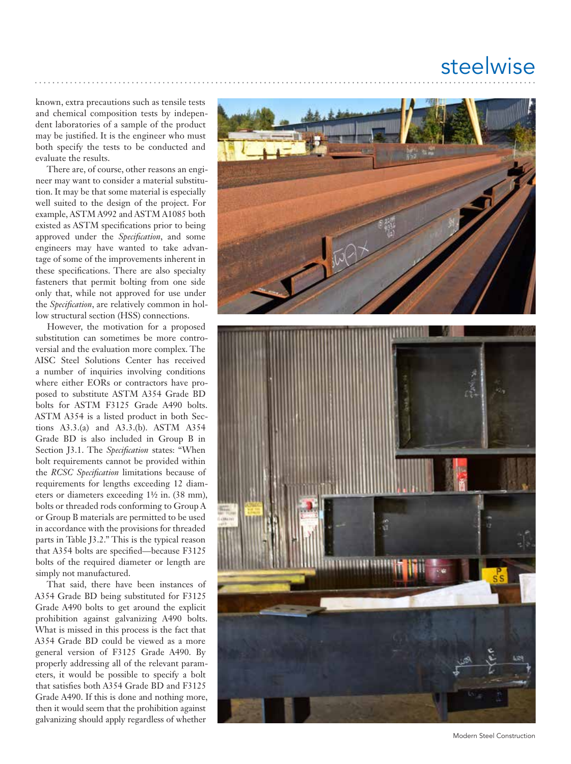known, extra precautions such as tensile tests and chemical composition tests by independent laboratories of a sample of the product may be justified. It is the engineer who must both specify the tests to be conducted and evaluate the results.

There are, of course, other reasons an engineer may want to consider a material substitution. It may be that some material is especially well suited to the design of the project. For example, ASTM A992 and ASTM A1085 both existed as ASTM specifications prior to being approved under the *Specification*, and some engineers may have wanted to take advantage of some of the improvements inherent in these specifications. There are also specialty fasteners that permit bolting from one side only that, while not approved for use under the *Specification*, are relatively common in hollow structural section (HSS) connections.

However, the motivation for a proposed substitution can sometimes be more controversial and the evaluation more complex. The AISC Steel Solutions Center has received a number of inquiries involving conditions where either EORs or contractors have proposed to substitute ASTM A354 Grade BD bolts for ASTM F3125 Grade A490 bolts. ASTM A354 is a listed product in both Sections A3.3.(a) and A3.3.(b). ASTM A354 Grade BD is also included in Group B in Section J3.1. The *Specification* states: "When bolt requirements cannot be provided within the *RCSC Specification* limitations because of requirements for lengths exceeding 12 diameters or diameters exceeding 1½ in. (38 mm), bolts or threaded rods conforming to Group A or Group B materials are permitted to be used in accordance with the provisions for threaded parts in Table J3.2." This is the typical reason that A354 bolts are specified—because F3125 bolts of the required diameter or length are simply not manufactured.

That said, there have been instances of A354 Grade BD being substituted for F3125 Grade A490 bolts to get around the explicit prohibition against galvanizing A490 bolts. What is missed in this process is the fact that A354 Grade BD could be viewed as a more general version of F3125 Grade A490. By properly addressing all of the relevant parameters, it would be possible to specify a bolt that satisfies both A354 Grade BD and F3125 Grade A490. If this is done and nothing more, then it would seem that the prohibition against galvanizing should apply regardless of whether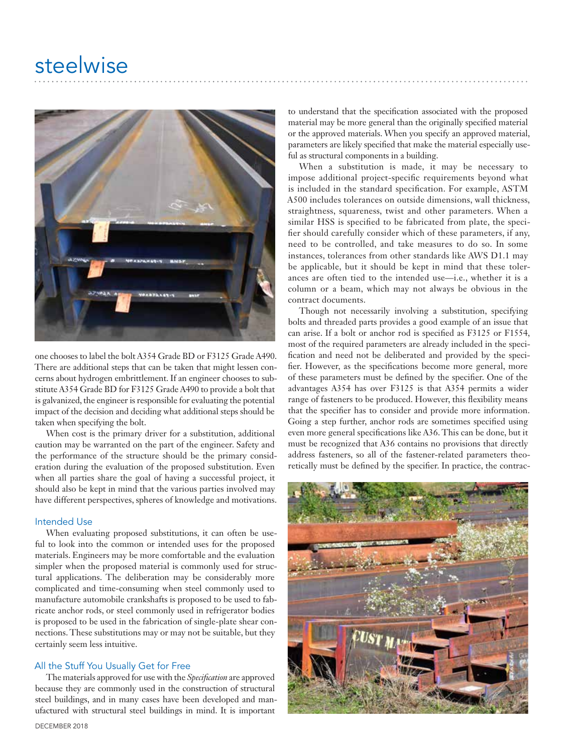one chooses to label the bolt A354 Grade BD or F3125 Grade A490. There are additional steps that can be taken that might lessen concerns about hydrogen embrittlement. If an engineer chooses to substitute A354 Grade BD for F3125 Grade A490 to provide a bolt that is galvanized, the engineer is responsible for evaluating the potential impact of the decision and deciding what additional steps should be taken when specifying the bolt.

When cost is the primary driver for a substitution, additional caution may be warranted on the part of the engineer. Safety and the performance of the structure should be the primary consideration during the evaluation of the proposed substitution. Even when all parties share the goal of having a successful project, it should also be kept in mind that the various parties involved may have different perspectives, spheres of knowledge and motivations.

## Intended Use

When evaluating proposed substitutions, it can often be useful to look into the common or intended uses for the proposed materials. Engineers may be more comfortable and the evaluation simpler when the proposed material is commonly used for structural applications. The deliberation may be considerably more complicated and time-consuming when steel commonly used to manufacture automobile crankshafts is proposed to be used to fabricate anchor rods, or steel commonly used in refrigerator bodies is proposed to be used in the fabrication of single-plate shear connections. These substitutions may or may not be suitable, but they certainly seem less intuitive.

## All the Stuff You Usually Get for Free

The materials approved for use with the *Specification* are approved because they are commonly used in the construction of structural steel buildings, and in many cases have been developed and manufactured with structural steel buildings in mind. It is important to understand that the specification associated with the proposed material may be more general than the originally specified material or the approved materials. When you specify an approved material, parameters are likely specified that make the material especially useful as structural components in a building.

When a substitution is made, it may be necessary to impose additional project-specific requirements beyond what is included in the standard specification. For example, ASTM A500 includes tolerances on outside dimensions, wall thickness, straightness, squareness, twist and other parameters. When a similar HSS is specified to be fabricated from plate, the specifier should carefully consider which of these parameters, if any, need to be controlled, and take measures to do so. In some instances, tolerances from other standards like AWS D1.1 may be applicable, but it should be kept in mind that these tolerances are often tied to the intended use—i.e., whether it is a column or a beam, which may not always be obvious in the contract documents.

Though not necessarily involving a substitution, specifying bolts and threaded parts provides a good example of an issue that can arise. If a bolt or anchor rod is specified as F3125 or F1554, most of the required parameters are already included in the specification and need not be deliberated and provided by the specifier. However, as the specifications become more general, more of these parameters must be defined by the specifier. One of the advantages A354 has over F3125 is that A354 permits a wider range of fasteners to be produced. However, this flexibility means that the specifier has to consider and provide more information. Going a step further, anchor rods are sometimes specified using even more general specifications like A36. This can be done, but it must be recognized that A36 contains no provisions that directly address fasteners, so all of the fastener-related parameters theoretically must be defined by the specifier. In practice, the contrac-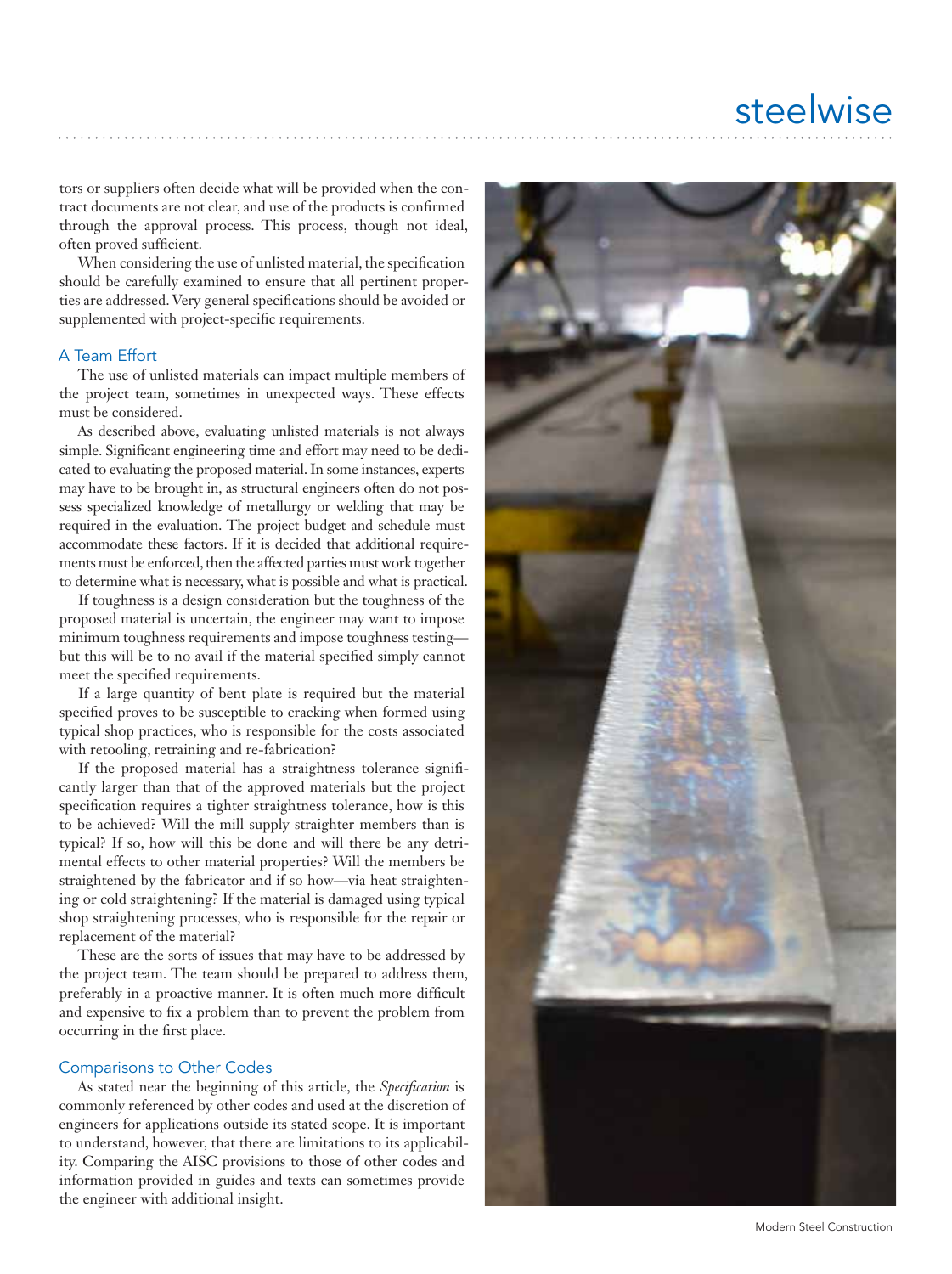tors or suppliers often decide what will be provided when the contract documents are not clear, and use of the products is confirmed through the approval process. This process, though not ideal, often proved sufficient.

When considering the use of unlisted material, the specification should be carefully examined to ensure that all pertinent properties are addressed. Very general specifications should be avoided or supplemented with project-specific requirements.

## A Team Effort

The use of unlisted materials can impact multiple members of the project team, sometimes in unexpected ways. These effects must be considered.

As described above, evaluating unlisted materials is not always simple. Significant engineering time and effort may need to be dedicated to evaluating the proposed material. In some instances, experts may have to be brought in, as structural engineers often do not possess specialized knowledge of metallurgy or welding that may be required in the evaluation. The project budget and schedule must accommodate these factors. If it is decided that additional requirements must be enforced, then the affected parties must work together to determine what is necessary, what is possible and what is practical.

If toughness is a design consideration but the toughness of the proposed material is uncertain, the engineer may want to impose minimum toughness requirements and impose toughness testing—but this will be to no avail if the material specified simply cannot meet the specified requirements.

If a large quantity of bent plate is required but the material specified proves to be susceptible to cracking when formed using typical shop practices, who is responsible for the costs associated with retooling, retraining and re-fabrication?

If the proposed material has a straightness tolerance significantly larger than that of the approved materials but the project specification requires a tighter straightness tolerance, how is this to be achieved? Will the mill supply straighter members than is typical? If so, how will this be done and will there be any detrimental effects to other material properties? Will the members be straightened by the fabricator and if so how—via heat straightening or cold straightening? If the material is damaged using typical shop straightening processes, who is responsible for the repair or replacement of the material?

These are the sorts of issues that may have to be addressed by the project team. The team should be prepared to address them, preferably in a proactive manner. It is often much more difficult and expensive to fix a problem than to prevent the problem from occurring in the first place.

## Comparisons to Other Codes

As stated near the beginning of this article, the *Specification* is commonly referenced by other codes and used at the discretion of engineers for applications outside its stated scope. It is important to understand, however, that there are limitations to its applicability. Comparing the AISC provisions to those of other codes and information provided in guides and texts can sometimes provide the engineer with additional insight.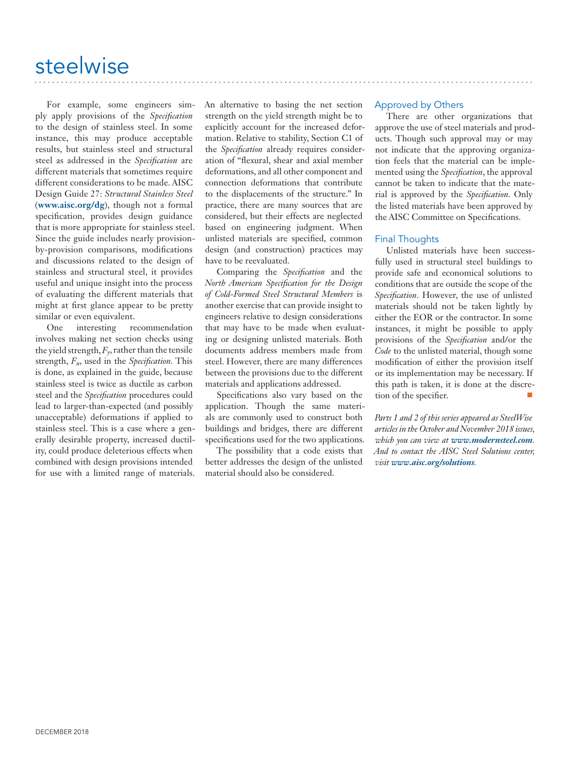For example, some engineers simply apply provisions of the *Specification* to the design of stainless steel. In some instance, this may produce acceptable results, but stainless steel and structural steel as addressed in the *Specification* are different materials that sometimes require different considerations to be made. AISC Design Guide 27: *Structural Stainless Steel* (**www.aisc.org/dg**), though not a formal specification, provides design guidance that is more appropriate for stainless steel. Since the guide includes nearly provision-by-provision comparisons, modifications and discussions related to the design of stainless and structural steel, it provides useful and unique insight into the process of evaluating the different materials that might at first glance appear to be pretty similar or even equivalent.

One interesting recommendation involves making net section checks using the yield strength, $F_y$, rather than the tensile strength, $F_u$, used in the *Specification*. This is done, as explained in the guide, because stainless steel is twice as ductile as carbon steel and the *Specification* procedures could lead to larger-than-expected (and possibly unacceptable) deformations if applied to stainless steel. This is a case where a generally desirable property, increased ductility, could produce deleterious effects when combined with design provisions intended for use with a limited range of materials. An alternative to basing the net section strength on the yield strength might be to explicitly account for the increased deformation. Relative to stability, Section C1 of the *Specification* already requires consideration of "flexural, shear and axial member deformations, and all other component and connection deformations that contribute to the displacements of the structure." In practice, there are many sources that are considered, but their effects are neglected based on engineering judgment. When unlisted materials are specified, common design (and construction) practices may have to be reevaluated.

Comparing the *Specification* and the *North American Specification for the Design of Cold-Formed Steel Structural Members* is another exercise that can provide insight to engineers relative to design considerations that may have to be made when evaluating or designing unlisted materials. Both documents address members made from steel. However, there are many differences between the provisions due to the different materials and applications addressed.

Specifications also vary based on the application. Though the same materials are commonly used to construct both buildings and bridges, there are different specifications used for the two applications.

The possibility that a code exists that better addresses the design of the unlisted material should also be considered.

## Approved by Others

There are other organizations that approve the use of steel materials and products. Though such approval may or may not indicate that the approving organization feels that the material can be implemented using the *Specification*, the approval cannot be taken to indicate that the material is approved by the *Specification*. Only the listed materials have been approved by the AISC Committee on Specifications.

## Final Thoughts

Unlisted materials have been successfully used in structural steel buildings to provide safe and economical solutions to conditions that are outside the scope of the *Specification*. However, the use of unlisted materials should not be taken lightly by either the EOR or the contractor. In some instances, it might be possible to apply provisions of the *Specification* and/or the *Code* to the unlisted material, though some modification of either the provision itself or its implementation may be necessary. If this path is taken, it is done at the discretion of the specifier. ■

*Parts 1 and 2 of this series appeared as SteelWise articles in the October and November 2018 issues, which you can view at* ***www.modernsteel.com****. And to contact the AISC Steel Solutions center, visit* ***www.aisc.org/solutions****.*